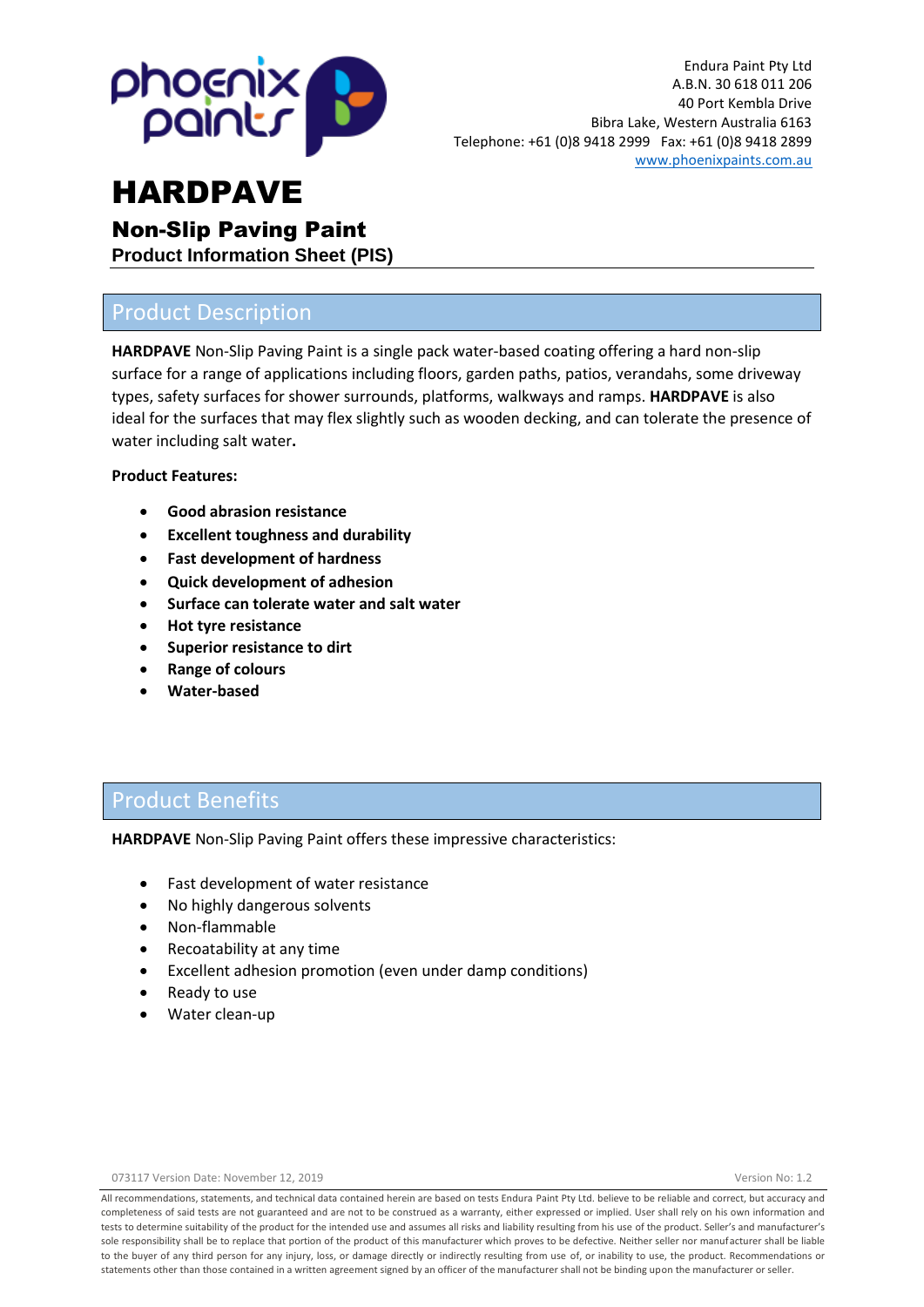Endura Paint Pty Ltd
A.B.N. 30 618 011 206
40 Port Kembla Drive
Bibra Lake, Western Australia 6163
Telephone: +61 (0)8 9418 2999 Fax: +61 (0)8 9418 2899
www.phoenixpaints.com.au

# HARDPAVE

## Non-Slip Paving Paint

### Product Information Sheet (PIS)

## Product Description

**HARDPAVE** Non-Slip Paving Paint is a single pack water-based coating offering a hard non-slip surface for a range of applications including floors, garden paths, patios, verandahs, some driveway types, safety surfaces for shower surrounds, platforms, walkways and ramps. **HARDPAVE** is also ideal for the surfaces that may flex slightly such as wooden decking, and can tolerate the presence of water including salt water**.**

**Product Features:**

- **Good abrasion resistance**
- **Excellent toughness and durability**
- **Fast development of hardness**
- **Quick development of adhesion**
- **Surface can tolerate water and salt water**
- **Hot tyre resistance**
- **Superior resistance to dirt**
- **Range of colours**
- **Water-based**

## Product Benefits

**HARDPAVE** Non-Slip Paving Paint offers these impressive characteristics:

- Fast development of water resistance
- No highly dangerous solvents
- Non-flammable
- Recoatability at any time
- Excellent adhesion promotion (even under damp conditions)
- Ready to use
- Water clean-up

073117 Version Date: November 12, 2019 Version No: 1.2

All recommendations, statements, and technical data contained herein are based on tests Endura Paint Pty Ltd. believe to be reliable and correct, but accuracy and completeness of said tests are not guaranteed and are not to be construed as a warranty, either expressed or implied. User shall rely on his own information and tests to determine suitability of the product for the intended use and assumes all risks and liability resulting from his use of the product. Seller's and manufacturer's sole responsibility shall be to replace that portion of the product of this manufacturer which proves to be defective. Neither seller nor manufacturer shall be liable to the buyer of any third person for any injury, loss, or damage directly or indirectly resulting from use of, or inability to use, the product. Recommendations or statements other than those contained in a written agreement signed by an officer of the manufacturer shall not be binding upon the manufacturer or seller.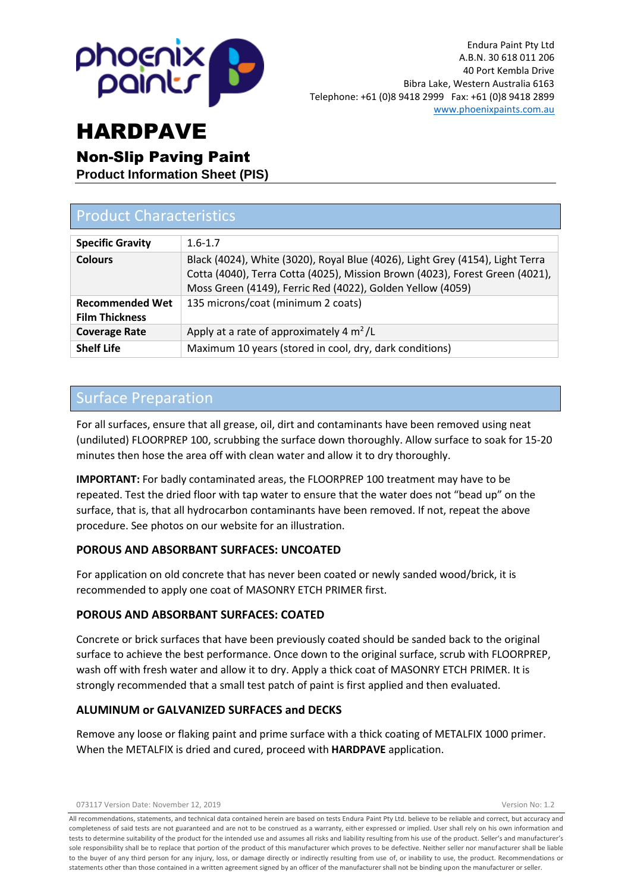Endura Paint Pty Ltd
A.B.N. 30 618 011 206
40 Port Kembla Drive
Bibra Lake, Western Australia 6163
Telephone: +61 (0)8 9418 2999 Fax: +61 (0)8 9418 2899
www.phoenixpaints.com.au

# HARDPAVE

## Non-Slip Paving Paint

### Product Information Sheet (PIS)

## Product Characteristics

| | |
|---|---|
| **Specific Gravity** | 1.6-1.7 |
| **Colours** | Black (4024), White (3020), Royal Blue (4026), Light Grey (4154), Light Terra Cotta (4040), Terra Cotta (4025), Mission Brown (4023), Forest Green (4021), Moss Green (4149), Ferric Red (4022), Golden Yellow (4059) |
| **Recommended Wet Film Thickness** | 135 microns/coat (minimum 2 coats) |
| **Coverage Rate** | Apply at a rate of approximately 4 $m^2$/L |
| **Shelf Life** | Maximum 10 years (stored in cool, dry, dark conditions) |

## Surface Preparation

For all surfaces, ensure that all grease, oil, dirt and contaminants have been removed using neat (undiluted) FLOORPREP 100, scrubbing the surface down thoroughly. Allow surface to soak for 15-20 minutes then hose the area off with clean water and allow it to dry thoroughly.

**IMPORTANT:** For badly contaminated areas, the FLOORPREP 100 treatment may have to be repeated. Test the dried floor with tap water to ensure that the water does not "bead up" on the surface, that is, that all hydrocarbon contaminants have been removed. If not, repeat the above procedure. See photos on our website for an illustration.

### POROUS AND ABSORBANT SURFACES: UNCOATED

For application on old concrete that has never been coated or newly sanded wood/brick, it is recommended to apply one coat of MASONRY ETCH PRIMER first.

### POROUS AND ABSORBANT SURFACES: COATED

Concrete or brick surfaces that have been previously coated should be sanded back to the original surface to achieve the best performance. Once down to the original surface, scrub with FLOORPREP, wash off with fresh water and allow it to dry. Apply a thick coat of MASONRY ETCH PRIMER. It is strongly recommended that a small test patch of paint is first applied and then evaluated.

### ALUMINUM or GALVANIZED SURFACES and DECKS

Remove any loose or flaking paint and prime surface with a thick coating of METALFIX 1000 primer. When the METALFIX is dried and cured, proceed with **HARDPAVE** application.

073117 Version Date: November 12, 2019 Version No: 1.2

All recommendations, statements, and technical data contained herein are based on tests Endura Paint Pty Ltd. believe to be reliable and correct, but accuracy and completeness of said tests are not guaranteed and are not to be construed as a warranty, either expressed or implied. User shall rely on his own information and tests to determine suitability of the product for the intended use and assumes all risks and liability resulting from his use of the product. Seller's and manufacturer's sole responsibility shall be to replace that portion of the product of this manufacturer which proves to be defective. Neither seller nor manufacturer shall be liable to the buyer of any third person for any injury, loss, or damage directly or indirectly resulting from use of, or inability to use, the product. Recommendations or statements other than those contained in a written agreement signed by an officer of the manufacturer shall not be binding upon the manufacturer or seller.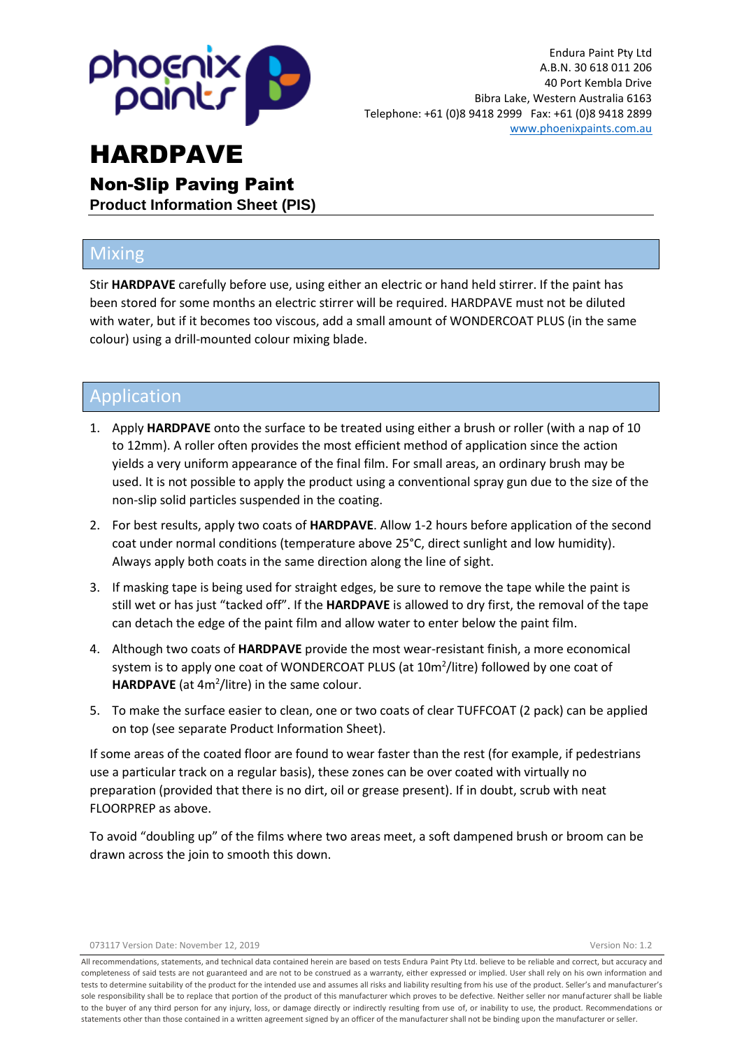Endura Paint Pty Ltd
A.B.N. 30 618 011 206
40 Port Kembla Drive
Bibra Lake, Western Australia 6163
Telephone: +61 (0)8 9418 2999 Fax: +61 (0)8 9418 2899
www.phoenixpaints.com.au

# HARDPAVE

## Non-Slip Paving Paint

**Product Information Sheet (PIS)**

## Mixing

Stir **HARDPAVE** carefully before use, using either an electric or hand held stirrer. If the paint has been stored for some months an electric stirrer will be required. HARDPAVE must not be diluted with water, but if it becomes too viscous, add a small amount of WONDERCOAT PLUS (in the same colour) using a drill-mounted colour mixing blade.

## Application

1. Apply **HARDPAVE** onto the surface to be treated using either a brush or roller (with a nap of 10 to 12mm). A roller often provides the most efficient method of application since the action yields a very uniform appearance of the final film. For small areas, an ordinary brush may be used. It is not possible to apply the product using a conventional spray gun due to the size of the non-slip solid particles suspended in the coating.
2. For best results, apply two coats of **HARDPAVE**. Allow 1-2 hours before application of the second coat under normal conditions (temperature above 25°C, direct sunlight and low humidity). Always apply both coats in the same direction along the line of sight.
3. If masking tape is being used for straight edges, be sure to remove the tape while the paint is still wet or has just "tacked off". If the **HARDPAVE** is allowed to dry first, the removal of the tape can detach the edge of the paint film and allow water to enter below the paint film.
4. Although two coats of **HARDPAVE** provide the most wear-resistant finish, a more economical system is to apply one coat of WONDERCOAT PLUS (at $10m^2$/litre) followed by one coat of **HARDPAVE** (at $4m^2$/litre) in the same colour.
5. To make the surface easier to clean, one or two coats of clear TUFFCOAT (2 pack) can be applied on top (see separate Product Information Sheet).

If some areas of the coated floor are found to wear faster than the rest (for example, if pedestrians use a particular track on a regular basis), these zones can be over coated with virtually no preparation (provided that there is no dirt, oil or grease present). If in doubt, scrub with neat FLOORPREP as above.

To avoid "doubling up" of the films where two areas meet, a soft dampened brush or broom can be drawn across the join to smooth this down.

073117 Version Date: November 12, 2019 Version No: 1.2

All recommendations, statements, and technical data contained herein are based on tests Endura Paint Pty Ltd. believe to be reliable and correct, but accuracy and completeness of said tests are not guaranteed and are not to be construed as a warranty, either expressed or implied. User shall rely on his own information and tests to determine suitability of the product for the intended use and assumes all risks and liability resulting from his use of the product. Seller's and manufacturer's sole responsibility shall be to replace that portion of the product of this manufacturer which proves to be defective. Neither seller nor manufacturer shall be liable to the buyer of any third person for any injury, loss, or damage directly or indirectly resulting from use of, or inability to use, the product. Recommendations or statements other than those contained in a written agreement signed by an officer of the manufacturer shall not be binding upon the manufacturer or seller.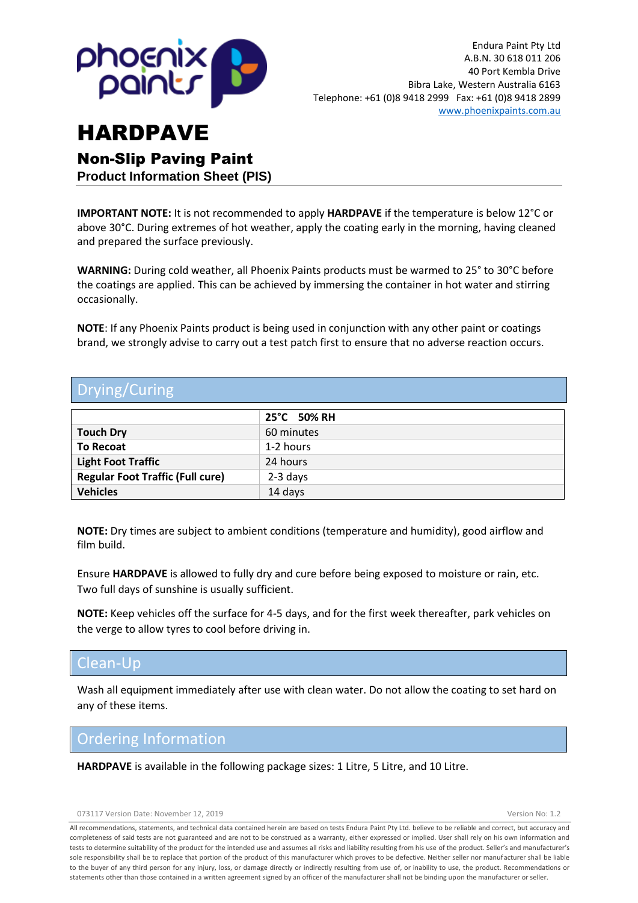Endura Paint Pty Ltd
A.B.N. 30 618 011 206
40 Port Kembla Drive
Bibra Lake, Western Australia 6163
Telephone: +61 (0)8 9418 2999 Fax: +61 (0)8 9418 2899
www.phoenixpaints.com.au

# HARDPAVE

## Non-Slip Paving Paint

### Product Information Sheet (PIS)

**IMPORTANT NOTE:** It is not recommended to apply **HARDPAVE** if the temperature is below 12°C or above 30°C. During extremes of hot weather, apply the coating early in the morning, having cleaned and prepared the surface previously.

**WARNING:** During cold weather, all Phoenix Paints products must be warmed to 25° to 30°C before the coatings are applied. This can be achieved by immersing the container in hot water and stirring occasionally.

**NOTE**: If any Phoenix Paints product is being used in conjunction with any other paint or coatings brand, we strongly advise to carry out a test patch first to ensure that no adverse reaction occurs.

## Drying/Curing

| | **25°C 50% RH** |
|---|---|
| **Touch Dry** | 60 minutes |
| **To Recoat** | 1-2 hours |
| **Light Foot Traffic** | 24 hours |
| **Regular Foot Traffic (Full cure)** | 2-3 days |
| **Vehicles** | 14 days |

**NOTE:** Dry times are subject to ambient conditions (temperature and humidity), good airflow and film build.

Ensure **HARDPAVE** is allowed to fully dry and cure before being exposed to moisture or rain, etc. Two full days of sunshine is usually sufficient.

**NOTE:** Keep vehicles off the surface for 4-5 days, and for the first week thereafter, park vehicles on the verge to allow tyres to cool before driving in.

## Clean-Up

Wash all equipment immediately after use with clean water. Do not allow the coating to set hard on any of these items.

## Ordering Information

**HARDPAVE** is available in the following package sizes: 1 Litre, 5 Litre, and 10 Litre.

073117 Version Date: November 12, 2019 Version No: 1.2

All recommendations, statements, and technical data contained herein are based on tests Endura Paint Pty Ltd. believe to be reliable and correct, but accuracy and completeness of said tests are not guaranteed and are not to be construed as a warranty, either expressed or implied. User shall rely on his own information and tests to determine suitability of the product for the intended use and assumes all risks and liability resulting from his use of the product. Seller's and manufacturer's sole responsibility shall be to replace that portion of the product of this manufacturer which proves to be defective. Neither seller nor manufacturer shall be liable to the buyer of any third person for any injury, loss, or damage directly or indirectly resulting from use of, or inability to use, the product. Recommendations or statements other than those contained in a written agreement signed by an officer of the manufacturer shall not be binding upon the manufacturer or seller.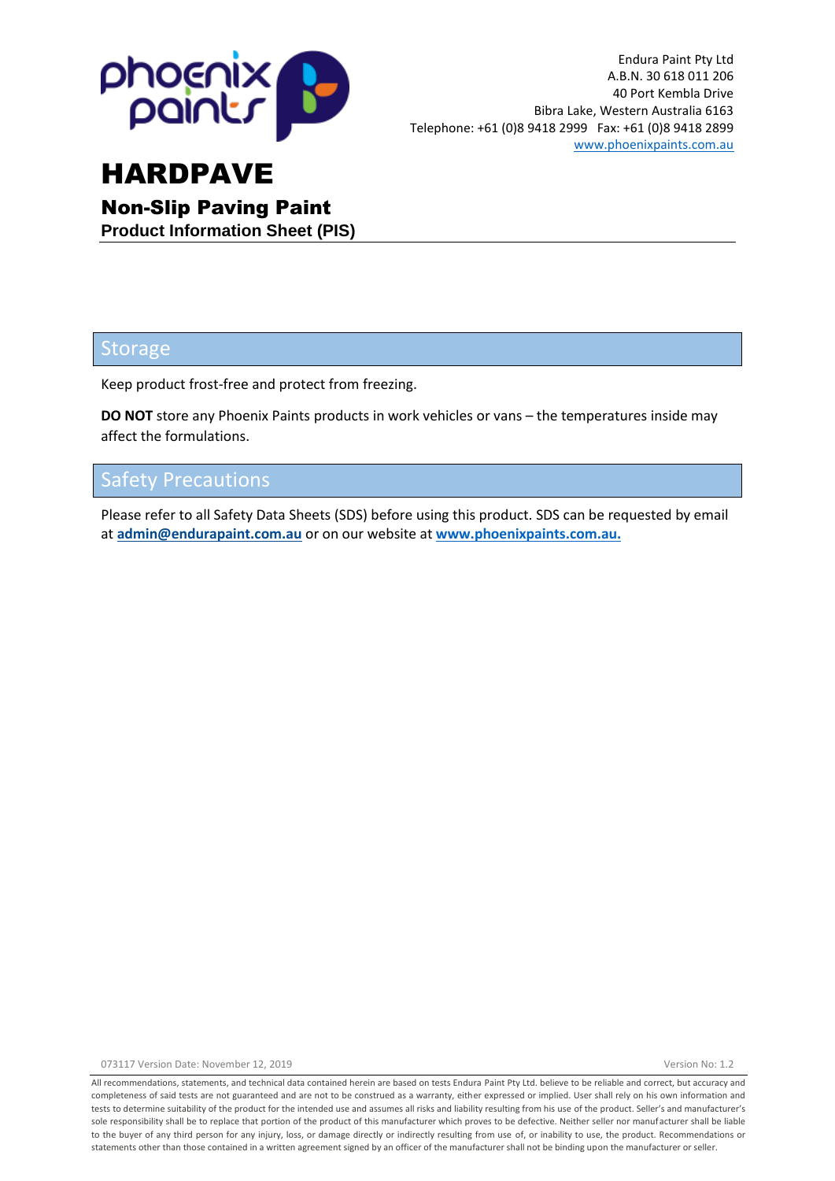Endura Paint Pty Ltd
A.B.N. 30 618 011 206
40 Port Kembla Drive
Bibra Lake, Western Australia 6163
Telephone: +61 (0)8 9418 2999 Fax: +61 (0)8 9418 2899
www.phoenixpaints.com.au

# HARDPAVE

## Non-Slip Paving Paint

**Product Information Sheet (PIS)**

## Storage

Keep product frost-free and protect from freezing.

**DO NOT** store any Phoenix Paints products in work vehicles or vans – the temperatures inside may affect the formulations.

## Safety Precautions

Please refer to all Safety Data Sheets (SDS) before using this product. SDS can be requested by email at **admin@endurapaint.com.au** or on our website at **www.phoenixpaints.com.au.**

073117 Version Date: November 12, 2019 Version No: 1.2

All recommendations, statements, and technical data contained herein are based on tests Endura Paint Pty Ltd. believe to be reliable and correct, but accuracy and completeness of said tests are not guaranteed and are not to be construed as a warranty, either expressed or implied. User shall rely on his own information and tests to determine suitability of the product for the intended use and assumes all risks and liability resulting from his use of the product. Seller's and manufacturer's sole responsibility shall be to replace that portion of the product of this manufacturer which proves to be defective. Neither seller nor manufacturer shall be liable to the buyer of any third person for any injury, loss, or damage directly or indirectly resulting from use of, or inability to use, the product. Recommendations or statements other than those contained in a written agreement signed by an officer of the manufacturer shall not be binding upon the manufacturer or seller.